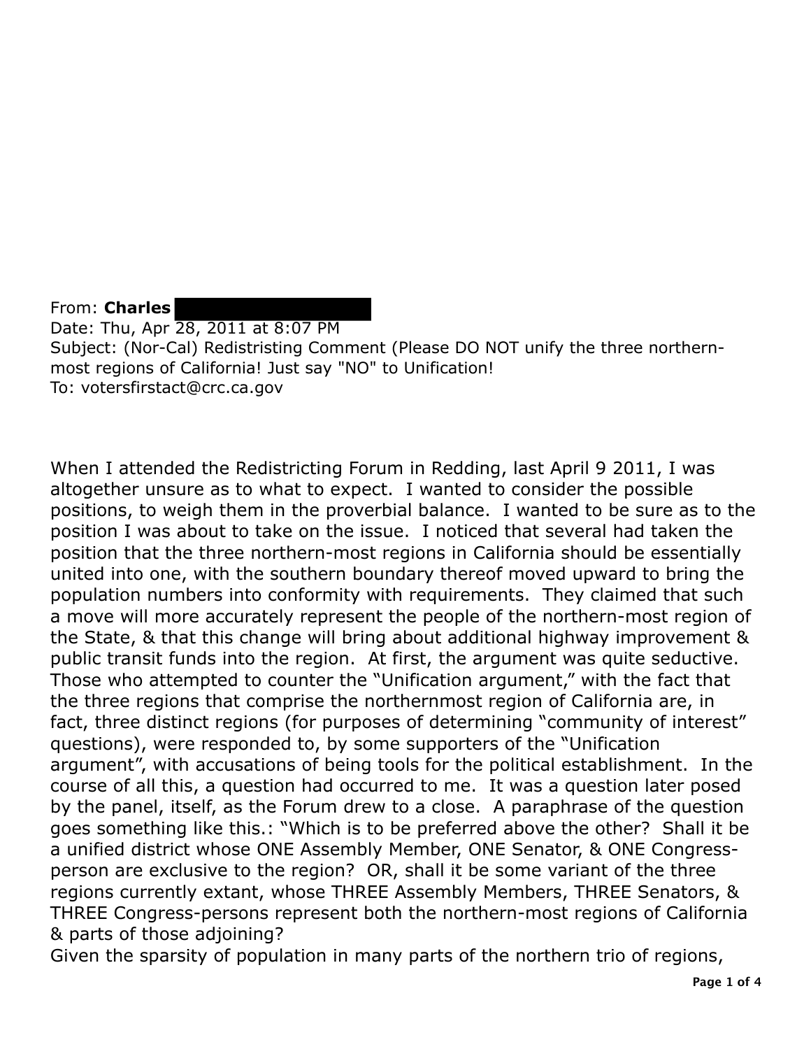From: **Charles** ████████
Date: Thu, Apr 28, 2011 at 8:07 PM
Subject: (Nor-Cal) Redistristing Comment (Please DO NOT unify the three northern-most regions of California! Just say "NO" to Unification!
To: votersfirstact@crc.ca.gov

When I attended the Redistricting Forum in Redding, last April 9 2011, I was altogether unsure as to what to expect. I wanted to consider the possible positions, to weigh them in the proverbial balance. I wanted to be sure as to the position I was about to take on the issue. I noticed that several had taken the position that the three northern-most regions in California should be essentially united into one, with the southern boundary thereof moved upward to bring the population numbers into conformity with requirements. They claimed that such a move will more accurately represent the people of the northern-most region of the State, & that this change will bring about additional highway improvement & public transit funds into the region. At first, the argument was quite seductive. Those who attempted to counter the "Unification argument," with the fact that the three regions that comprise the northernmost region of California are, in fact, three distinct regions (for purposes of determining "community of interest" questions), were responded to, by some supporters of the "Unification argument", with accusations of being tools for the political establishment. In the course of all this, a question had occurred to me. It was a question later posed by the panel, itself, as the Forum drew to a close. A paraphrase of the question goes something like this.: "Which is to be preferred above the other? Shall it be a unified district whose ONE Assembly Member, ONE Senator, & ONE Congress-person are exclusive to the region? OR, shall it be some variant of the three regions currently extant, whose THREE Assembly Members, THREE Senators, & THREE Congress-persons represent both the northern-most regions of California & parts of those adjoining?

Given the sparsity of population in many parts of the northern trio of regions,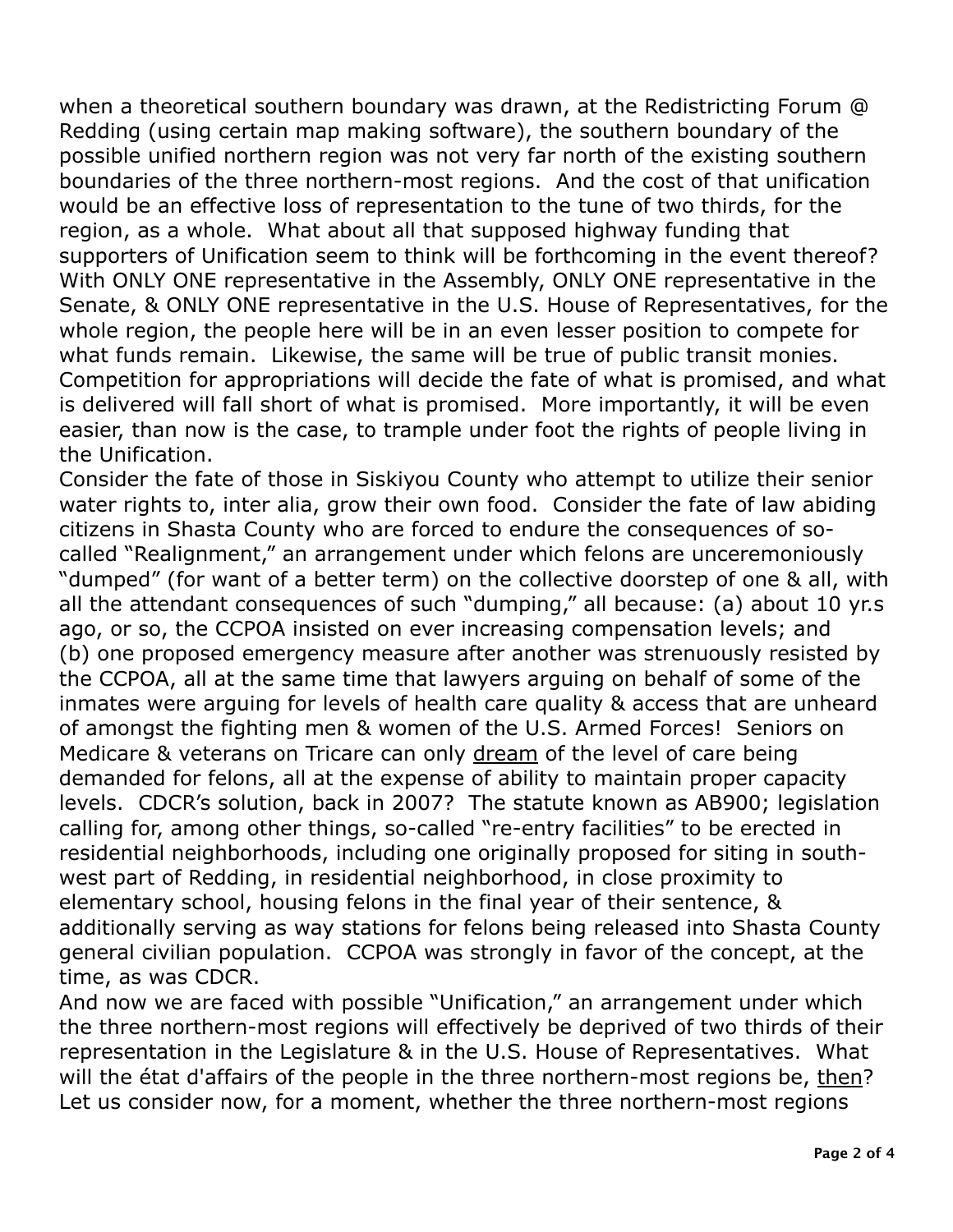when a theoretical southern boundary was drawn, at the Redistricting Forum @ Redding (using certain map making software), the southern boundary of the possible unified northern region was not very far north of the existing southern boundaries of the three northern-most regions. And the cost of that unification would be an effective loss of representation to the tune of two thirds, for the region, as a whole. What about all that supposed highway funding that supporters of Unification seem to think will be forthcoming in the event thereof? With ONLY ONE representative in the Assembly, ONLY ONE representative in the Senate, & ONLY ONE representative in the U.S. House of Representatives, for the whole region, the people here will be in an even lesser position to compete for what funds remain. Likewise, the same will be true of public transit monies. Competition for appropriations will decide the fate of what is promised, and what is delivered will fall short of what is promised. More importantly, it will be even easier, than now is the case, to trample under foot the rights of people living in the Unification.

Consider the fate of those in Siskiyou County who attempt to utilize their senior water rights to, inter alia, grow their own food. Consider the fate of law abiding citizens in Shasta County who are forced to endure the consequences of so-called "Realignment," an arrangement under which felons are unceremoniously "dumped" (for want of a better term) on the collective doorstep of one & all, with all the attendant consequences of such "dumping," all because: (a) about 10 yr.s ago, or so, the CCPOA insisted on ever increasing compensation levels; and (b) one proposed emergency measure after another was strenuously resisted by the CCPOA, all at the same time that lawyers arguing on behalf of some of the inmates were arguing for levels of health care quality & access that are unheard of amongst the fighting men & women of the U.S. Armed Forces! Seniors on Medicare & veterans on Tricare can only <u>dream</u> of the level of care being demanded for felons, all at the expense of ability to maintain proper capacity levels. CDCR's solution, back in 2007? The statute known as AB900; legislation calling for, among other things, so-called "re-entry facilities" to be erected in residential neighborhoods, including one originally proposed for siting in south-west part of Redding, in residential neighborhood, in close proximity to elementary school, housing felons in the final year of their sentence, & additionally serving as way stations for felons being released into Shasta County general civilian population. CCPOA was strongly in favor of the concept, at the time, as was CDCR.

And now we are faced with possible "Unification," an arrangement under which the three northern-most regions will effectively be deprived of two thirds of their representation in the Legislature & in the U.S. House of Representatives. What will the état d'affairs of the people in the three northern-most regions be, <u>then</u>? Let us consider now, for a moment, whether the three northern-most regions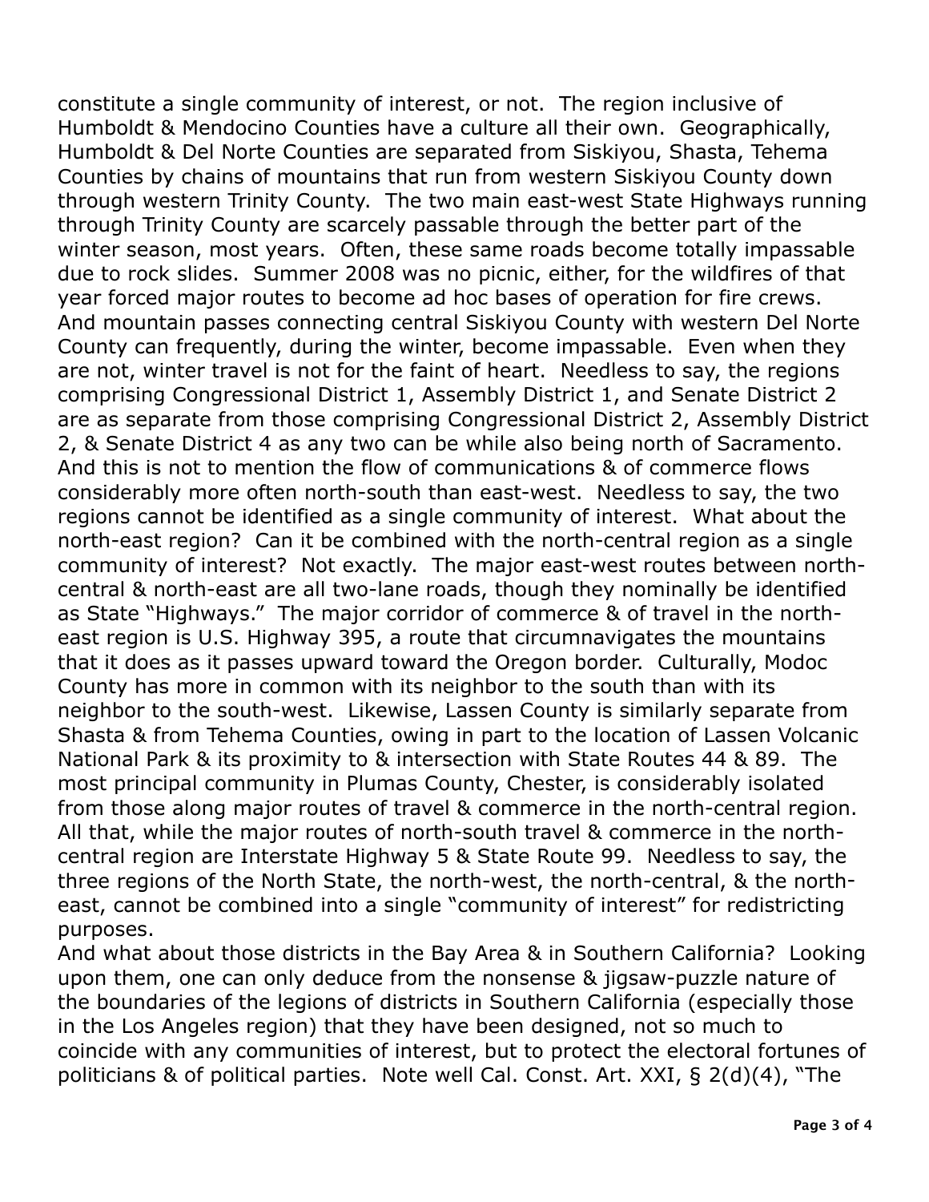constitute a single community of interest, or not. The region inclusive of Humboldt & Mendocino Counties have a culture all their own. Geographically, Humboldt & Del Norte Counties are separated from Siskiyou, Shasta, Tehema Counties by chains of mountains that run from western Siskiyou County down through western Trinity County. The two main east-west State Highways running through Trinity County are scarcely passable through the better part of the winter season, most years. Often, these same roads become totally impassable due to rock slides. Summer 2008 was no picnic, either, for the wildfires of that year forced major routes to become ad hoc bases of operation for fire crews. And mountain passes connecting central Siskiyou County with western Del Norte County can frequently, during the winter, become impassable. Even when they are not, winter travel is not for the faint of heart. Needless to say, the regions comprising Congressional District 1, Assembly District 1, and Senate District 2 are as separate from those comprising Congressional District 2, Assembly District 2, & Senate District 4 as any two can be while also being north of Sacramento. And this is not to mention the flow of communications & of commerce flows considerably more often north-south than east-west. Needless to say, the two regions cannot be identified as a single community of interest. What about the north-east region? Can it be combined with the north-central region as a single community of interest? Not exactly. The major east-west routes between north-central & north-east are all two-lane roads, though they nominally be identified as State "Highways." The major corridor of commerce & of travel in the north-east region is U.S. Highway 395, a route that circumnavigates the mountains that it does as it passes upward toward the Oregon border. Culturally, Modoc County has more in common with its neighbor to the south than with its neighbor to the south-west. Likewise, Lassen County is similarly separate from Shasta & from Tehema Counties, owing in part to the location of Lassen Volcanic National Park & its proximity to & intersection with State Routes 44 & 89. The most principal community in Plumas County, Chester, is considerably isolated from those along major routes of travel & commerce in the north-central region. All that, while the major routes of north-south travel & commerce in the north-central region are Interstate Highway 5 & State Route 99. Needless to say, the three regions of the North State, the north-west, the north-central, & the north-east, cannot be combined into a single "community of interest" for redistricting purposes.

And what about those districts in the Bay Area & in Southern California? Looking upon them, one can only deduce from the nonsense & jigsaw-puzzle nature of the boundaries of the legions of districts in Southern California (especially those in the Los Angeles region) that they have been designed, not so much to coincide with any communities of interest, but to protect the electoral fortunes of politicians & of political parties. Note well Cal. Const. Art. XXI, § 2(d)(4), "The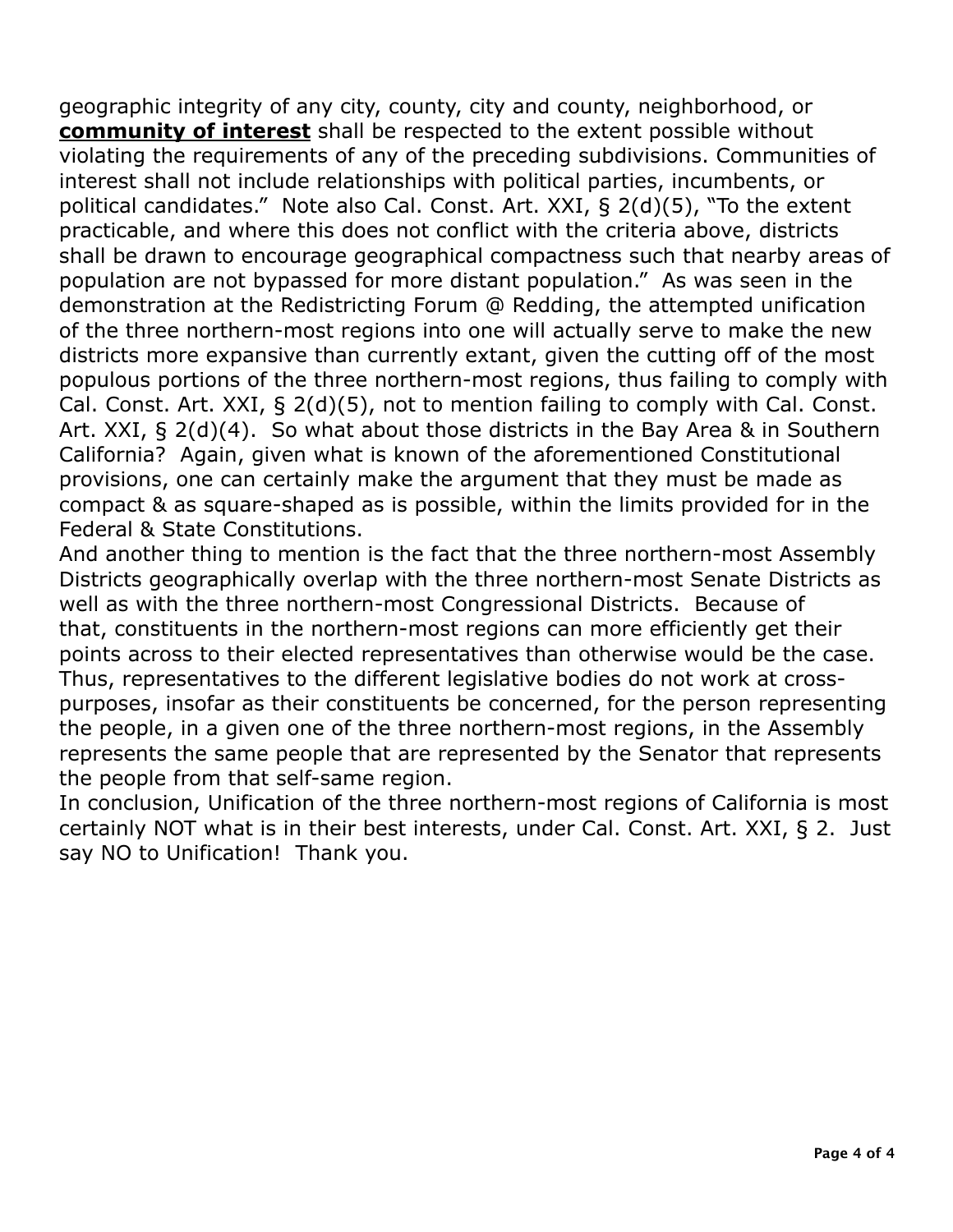geographic integrity of any city, county, city and county, neighborhood, or **community of interest** shall be respected to the extent possible without violating the requirements of any of the preceding subdivisions. Communities of interest shall not include relationships with political parties, incumbents, or political candidates." Note also Cal. Const. Art. XXI, § 2(d)(5), "To the extent practicable, and where this does not conflict with the criteria above, districts shall be drawn to encourage geographical compactness such that nearby areas of population are not bypassed for more distant population." As was seen in the demonstration at the Redistricting Forum @ Redding, the attempted unification of the three northern-most regions into one will actually serve to make the new districts more expansive than currently extant, given the cutting off of the most populous portions of the three northern-most regions, thus failing to comply with Cal. Const. Art. XXI, § 2(d)(5), not to mention failing to comply with Cal. Const. Art. XXI, § 2(d)(4). So what about those districts in the Bay Area & in Southern California? Again, given what is known of the aforementioned Constitutional provisions, one can certainly make the argument that they must be made as compact & as square-shaped as is possible, within the limits provided for in the Federal & State Constitutions.

And another thing to mention is the fact that the three northern-most Assembly Districts geographically overlap with the three northern-most Senate Districts as well as with the three northern-most Congressional Districts. Because of that, constituents in the northern-most regions can more efficiently get their points across to their elected representatives than otherwise would be the case. Thus, representatives to the different legislative bodies do not work at cross-purposes, insofar as their constituents be concerned, for the person representing the people, in a given one of the three northern-most regions, in the Assembly represents the same people that are represented by the Senator that represents the people from that self-same region.

In conclusion, Unification of the three northern-most regions of California is most certainly NOT what is in their best interests, under Cal. Const. Art. XXI, § 2. Just say NO to Unification! Thank you.